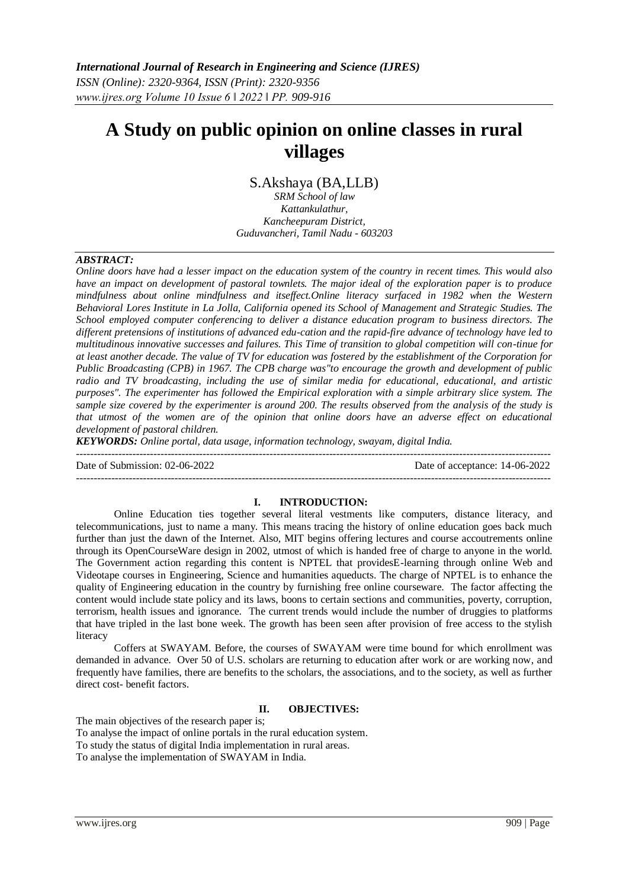# A Study on public opinion on online classes in rural villages

S.Akshaya (BA,LLB)

*SRM School of law*
*Kattankulathur,*
*Kancheepuram District,*
*Guduvancheri, Tamil Nadu - 603203*

***ABSTRACT:***

*Online doors have had a lesser impact on the education system of the country in recent times. This would also have an impact on development of pastoral townlets. The major ideal of the exploration paper is to produce mindfulness about online mindfulness and itseffect.Online literacy surfaced in 1982 when the Western Behavioral Lores Institute in La Jolla, California opened its School of Management and Strategic Studies. The School employed computer conferencing to deliver a distance education program to business directors. The different pretensions of institutions of advanced edu-cation and the rapid-fire advance of technology have led to multitudinous innovative successes and failures. This Time of transition to global competition will con-tinue for at least another decade. The value of TV for education was fostered by the establishment of the Corporation for Public Broadcasting (CPB) in 1967. The CPB charge was"to encourage the growth and development of public radio and TV broadcasting, including the use of similar media for educational, educational, and artistic purposes". The experimenter has followed the Empirical exploration with a simple arbitrary slice system. The sample size covered by the experimenter is around 200. The results observed from the analysis of the study is that utmost of the women are of the opinion that online doors have an adverse effect on educational development of pastoral children.*

***KEYWORDS:*** *Online portal, data usage, information technology, swayam, digital India.*

Date of Submission: 02-06-2022 | Date of acceptance: 14-06-2022

## I. INTRODUCTION:

Online Education ties together several literal vestments like computers, distance literacy, and telecommunications, just to name a many. This means tracing the history of online education goes back much further than just the dawn of the Internet. Also, MIT begins offering lectures and course accoutrements online through its OpenCourseWare design in 2002, utmost of which is handed free of charge to anyone in the world. The Government action regarding this content is NPTEL that providesE-learning through online Web and Videotape courses in Engineering, Science and humanities aqueducts. The charge of NPTEL is to enhance the quality of Engineering education in the country by furnishing free online courseware. The factor affecting the content would include state policy and its laws, boons to certain sections and communities, poverty, corruption, terrorism, health issues and ignorance. The current trends would include the number of druggies to platforms that have tripled in the last bone week. The growth has been seen after provision of free access to the stylish literacy

Coffers at SWAYAM. Before, the courses of SWAYAM were time bound for which enrollment was demanded in advance. Over 50 of U.S. scholars are returning to education after work or are working now, and frequently have families, there are benefits to the scholars, the associations, and to the society, as well as further direct cost- benefit factors.

## II. OBJECTIVES:

The main objectives of the research paper is;

To analyse the impact of online portals in the rural education system.

To study the status of digital India implementation in rural areas.

To analyse the implementation of SWAYAM in India.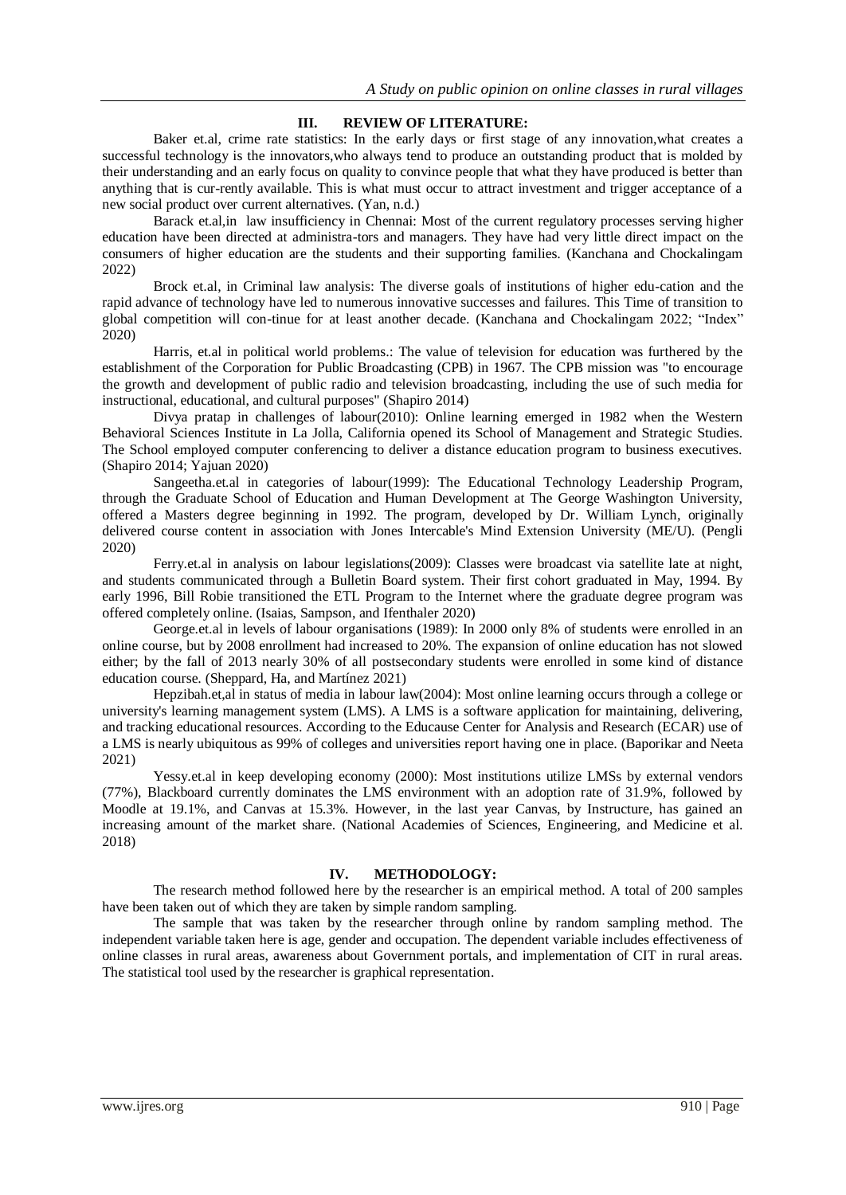## III. REVIEW OF LITERATURE:

Baker et.al, crime rate statistics: In the early days or first stage of any innovation,what creates a successful technology is the innovators,who always tend to produce an outstanding product that is molded by their understanding and an early focus on quality to convince people that what they have produced is better than anything that is cur-rently available. This is what must occur to attract investment and trigger acceptance of a new social product over current alternatives. (Yan, n.d.)

Barack et.al,in law insufficiency in Chennai: Most of the current regulatory processes serving higher education have been directed at administra-tors and managers. They have had very little direct impact on the consumers of higher education are the students and their supporting families. (Kanchana and Chockalingam 2022)

Brock et.al, in Criminal law analysis: The diverse goals of institutions of higher edu-cation and the rapid advance of technology have led to numerous innovative successes and failures. This Time of transition to global competition will con-tinue for at least another decade. (Kanchana and Chockalingam 2022; "Index" 2020)

Harris, et.al in political world problems.: The value of television for education was furthered by the establishment of the Corporation for Public Broadcasting (CPB) in 1967. The CPB mission was "to encourage the growth and development of public radio and television broadcasting, including the use of such media for instructional, educational, and cultural purposes" (Shapiro 2014)

Divya pratap in challenges of labour(2010): Online learning emerged in 1982 when the Western Behavioral Sciences Institute in La Jolla, California opened its School of Management and Strategic Studies. The School employed computer conferencing to deliver a distance education program to business executives. (Shapiro 2014; Yajuan 2020)

Sangeetha.et.al in categories of labour(1999): The Educational Technology Leadership Program, through the Graduate School of Education and Human Development at The George Washington University, offered a Masters degree beginning in 1992. The program, developed by Dr. William Lynch, originally delivered course content in association with Jones Intercable's Mind Extension University (ME/U). (Pengli 2020)

Ferry.et.al in analysis on labour legislations(2009): Classes were broadcast via satellite late at night, and students communicated through a Bulletin Board system. Their first cohort graduated in May, 1994. By early 1996, Bill Robie transitioned the ETL Program to the Internet where the graduate degree program was offered completely online. (Isaias, Sampson, and Ifenthaler 2020)

George.et.al in levels of labour organisations (1989): In 2000 only 8% of students were enrolled in an online course, but by 2008 enrollment had increased to 20%. The expansion of online education has not slowed either; by the fall of 2013 nearly 30% of all postsecondary students were enrolled in some kind of distance education course. (Sheppard, Ha, and Martínez 2021)

Hepzibah.et,al in status of media in labour law(2004): Most online learning occurs through a college or university's learning management system (LMS). A LMS is a software application for maintaining, delivering, and tracking educational resources. According to the Educause Center for Analysis and Research (ECAR) use of a LMS is nearly ubiquitous as 99% of colleges and universities report having one in place. (Baporikar and Neeta 2021)

Yessy.et.al in keep developing economy (2000): Most institutions utilize LMSs by external vendors (77%), Blackboard currently dominates the LMS environment with an adoption rate of 31.9%, followed by Moodle at 19.1%, and Canvas at 15.3%. However, in the last year Canvas, by Instructure, has gained an increasing amount of the market share. (National Academies of Sciences, Engineering, and Medicine et al. 2018)

## IV. METHODOLOGY:

The research method followed here by the researcher is an empirical method. A total of 200 samples have been taken out of which they are taken by simple random sampling.

The sample that was taken by the researcher through online by random sampling method. The independent variable taken here is age, gender and occupation. The dependent variable includes effectiveness of online classes in rural areas, awareness about Government portals, and implementation of CIT in rural areas. The statistical tool used by the researcher is graphical representation.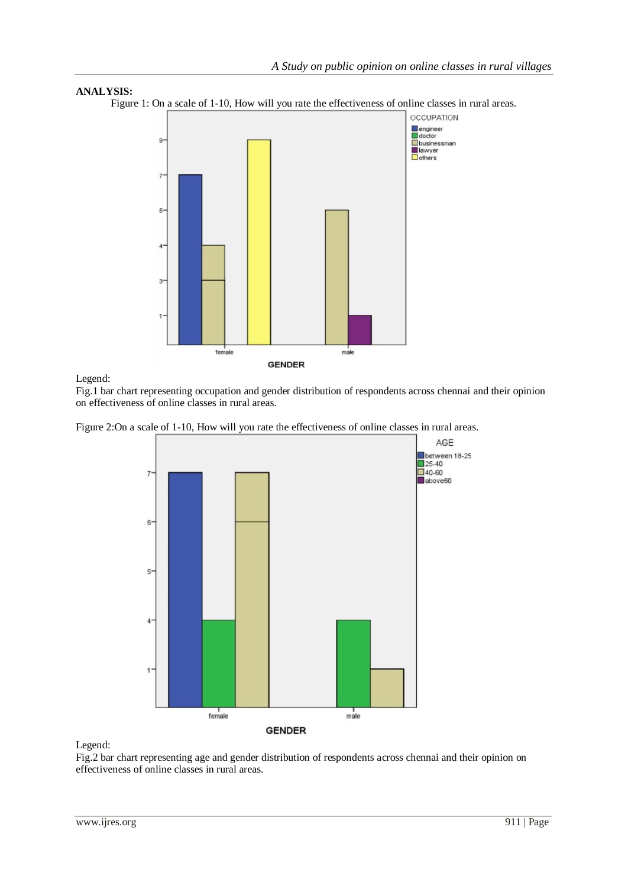**ANALYSIS:**

Figure 1: On a scale of 1-10, How will you rate the effectiveness of online classes in rural areas.

Legend:

Fig.1 bar chart representing occupation and gender distribution of respondents across chennai and their opinion on effectiveness of online classes in rural areas.

Figure 2:On a scale of 1-10, How will you rate the effectiveness of online classes in rural areas.

Legend:

Fig.2 bar chart representing age and gender distribution of respondents across chennai and their opinion on effectiveness of online classes in rural areas.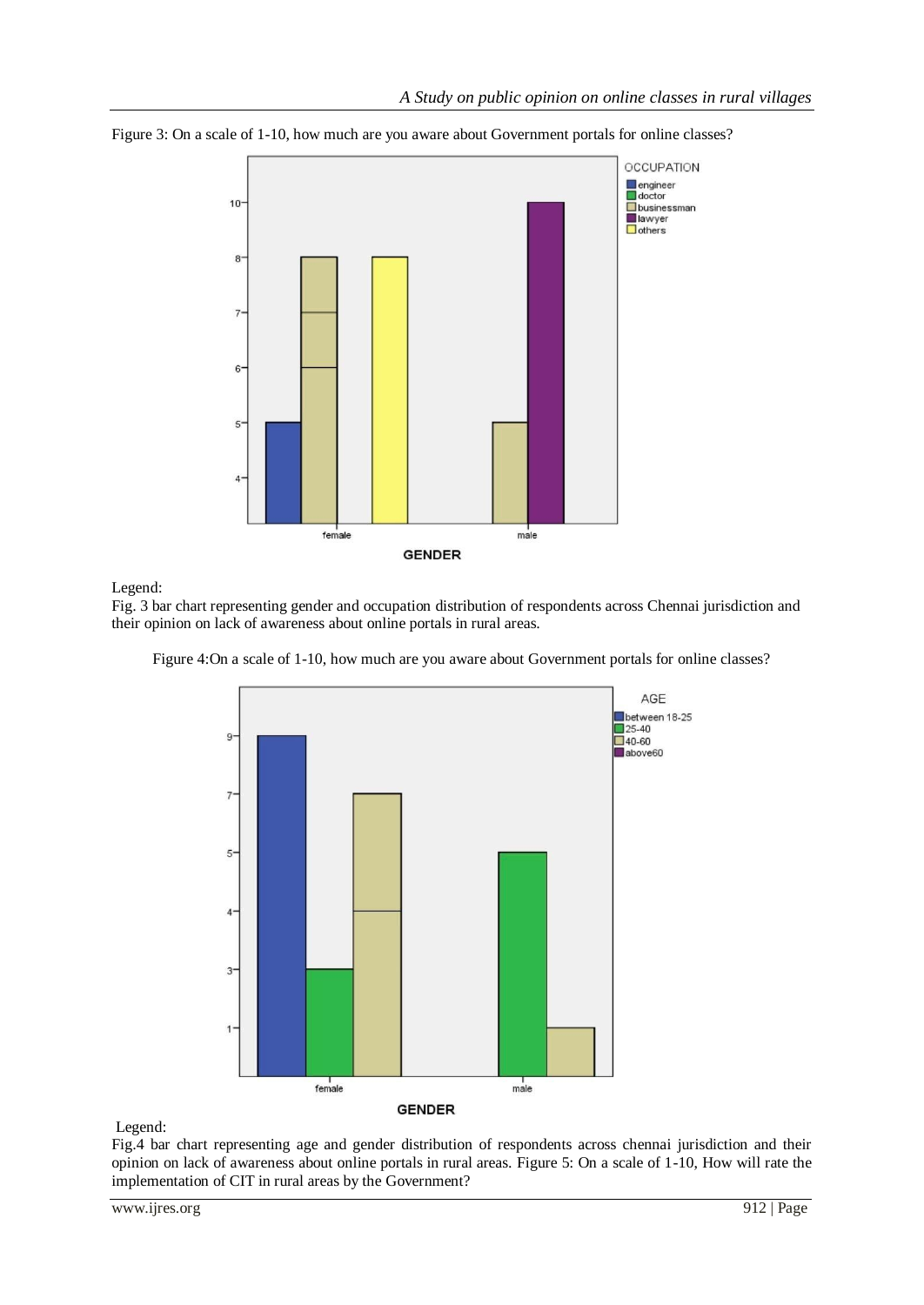Figure 3: On a scale of 1-10, how much are you aware about Government portals for online classes?

Legend:

Fig. 3 bar chart representing gender and occupation distribution of respondents across Chennai jurisdiction and their opinion on lack of awareness about online portals in rural areas.

Figure 4:On a scale of 1-10, how much are you aware about Government portals for online classes?

Legend:

Fig.4 bar chart representing age and gender distribution of respondents across chennai jurisdiction and their opinion on lack of awareness about online portals in rural areas. Figure 5: On a scale of 1-10, How will rate the implementation of CIT in rural areas by the Government?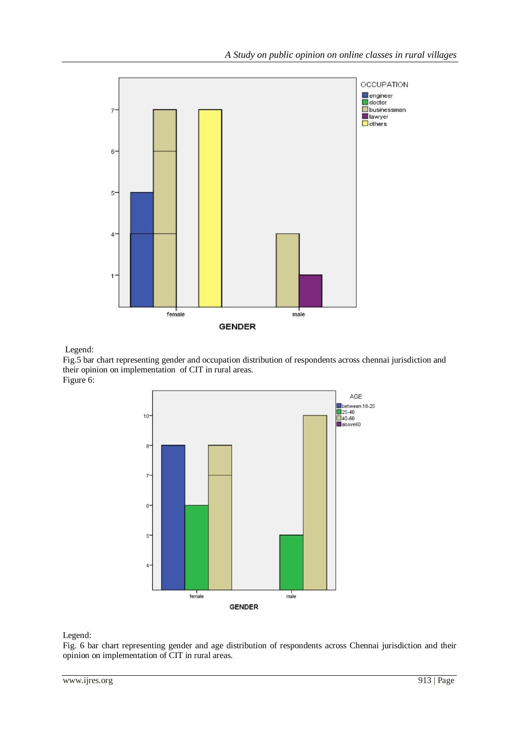Legend:

Fig.5 bar chart representing gender and occupation distribution of respondents across chennai jurisdiction and their opinion on implementation of CIT in rural areas.

Figure 6:

Legend:

Fig. 6 bar chart representing gender and age distribution of respondents across Chennai jurisdiction and their opinion on implementation of CIT in rural areas.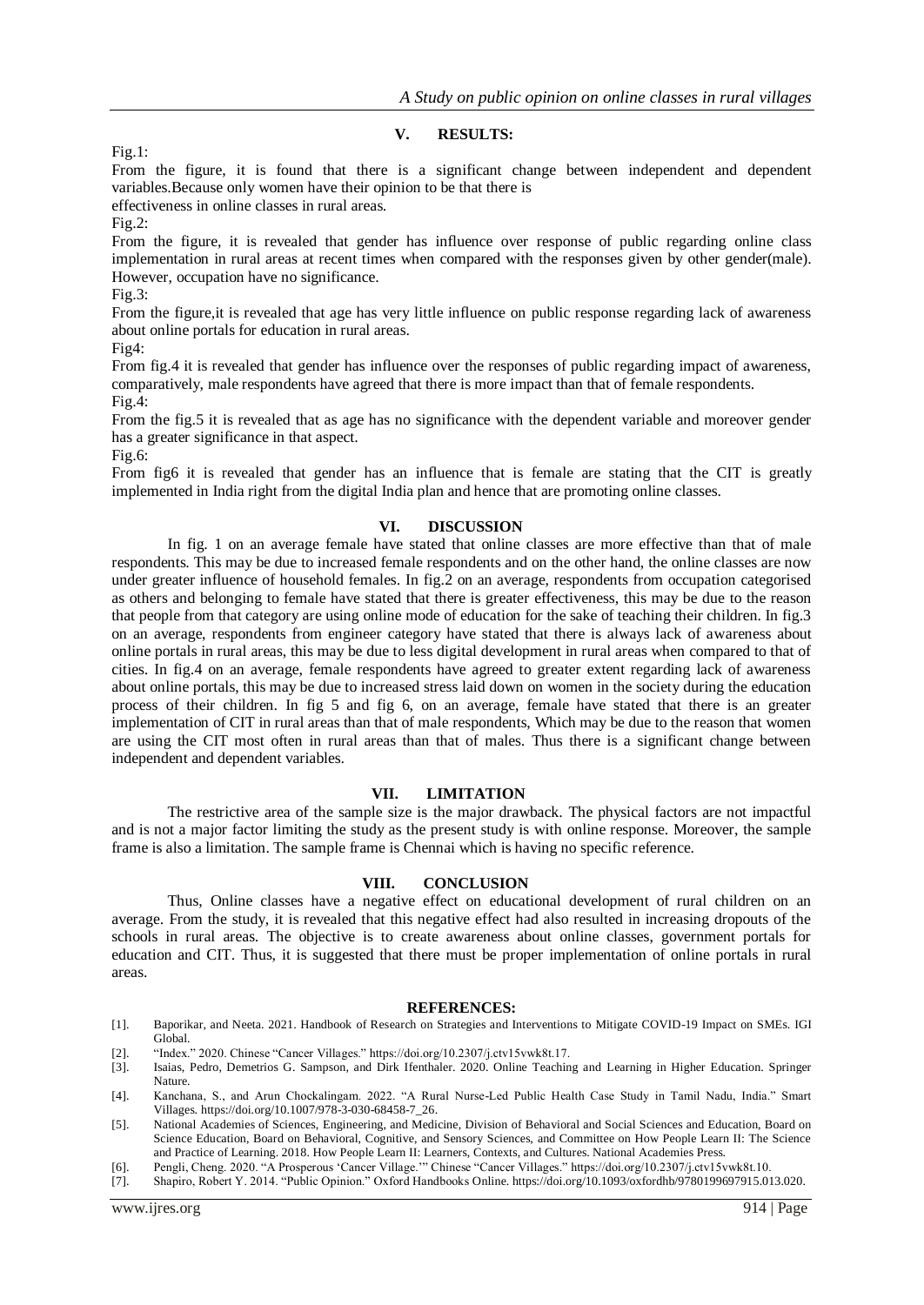## V. RESULTS:

Fig.1:

From the figure, it is found that there is a significant change between independent and dependent variables.Because only women have their opinion to be that there is

effectiveness in online classes in rural areas.

Fig.2:

From the figure, it is revealed that gender has influence over response of public regarding online class implementation in rural areas at recent times when compared with the responses given by other gender(male). However, occupation have no significance.

Fig.3:

From the figure,it is revealed that age has very little influence on public response regarding lack of awareness about online portals for education in rural areas.

Fig4:

From fig.4 it is revealed that gender has influence over the responses of public regarding impact of awareness, comparatively, male respondents have agreed that there is more impact than that of female respondents.

Fig.4:

From the fig.5 it is revealed that as age has no significance with the dependent variable and moreover gender has a greater significance in that aspect.

Fig.6:

From fig6 it is revealed that gender has an influence that is female are stating that the CIT is greatly implemented in India right from the digital India plan and hence that are promoting online classes.

## VI. DISCUSSION

In fig. 1 on an average female have stated that online classes are more effective than that of male respondents. This may be due to increased female respondents and on the other hand, the online classes are now under greater influence of household females. In fig.2 on an average, respondents from occupation categorised as others and belonging to female have stated that there is greater effectiveness, this may be due to the reason that people from that category are using online mode of education for the sake of teaching their children. In fig.3 on an average, respondents from engineer category have stated that there is always lack of awareness about online portals in rural areas, this may be due to less digital development in rural areas when compared to that of cities. In fig.4 on an average, female respondents have agreed to greater extent regarding lack of awareness about online portals, this may be due to increased stress laid down on women in the society during the education process of their children. In fig 5 and fig 6, on an average, female have stated that there is an greater implementation of CIT in rural areas than that of male respondents, Which may be due to the reason that women are using the CIT most often in rural areas than that of males. Thus there is a significant change between independent and dependent variables.

## VII. LIMITATION

The restrictive area of the sample size is the major drawback. The physical factors are not impactful and is not a major factor limiting the study as the present study is with online response. Moreover, the sample frame is also a limitation. The sample frame is Chennai which is having no specific reference.

## VIII. CONCLUSION

Thus, Online classes have a negative effect on educational development of rural children on an average. From the study, it is revealed that this negative effect had also resulted in increasing dropouts of the schools in rural areas. The objective is to create awareness about online classes, government portals for education and CIT. Thus, it is suggested that there must be proper implementation of online portals in rural areas.

## REFERENCES:

[1]. Baporikar, and Neeta. 2021. Handbook of Research on Strategies and Interventions to Mitigate COVID-19 Impact on SMEs. IGI Global.

[2]. "Index." 2020. Chinese "Cancer Villages." https://doi.org/10.2307/j.ctv15vwk8t.17.

[3]. Isaias, Pedro, Demetrios G. Sampson, and Dirk Ifenthaler. 2020. Online Teaching and Learning in Higher Education. Springer Nature.

[4]. Kanchana, S., and Arun Chockalingam. 2022. "A Rural Nurse-Led Public Health Case Study in Tamil Nadu, India." Smart Villages. https://doi.org/10.1007/978-3-030-68458-7_26.

[5]. National Academies of Sciences, Engineering, and Medicine, Division of Behavioral and Social Sciences and Education, Board on Science Education, Board on Behavioral, Cognitive, and Sensory Sciences, and Committee on How People Learn II: The Science and Practice of Learning. 2018. How People Learn II: Learners, Contexts, and Cultures. National Academies Press.

[6]. Pengli, Cheng. 2020. "A Prosperous 'Cancer Village.'" Chinese "Cancer Villages." https://doi.org/10.2307/j.ctv15vwk8t.10.

[7]. Shapiro, Robert Y. 2014. "Public Opinion." Oxford Handbooks Online. https://doi.org/10.1093/oxfordhb/9780199697915.013.020.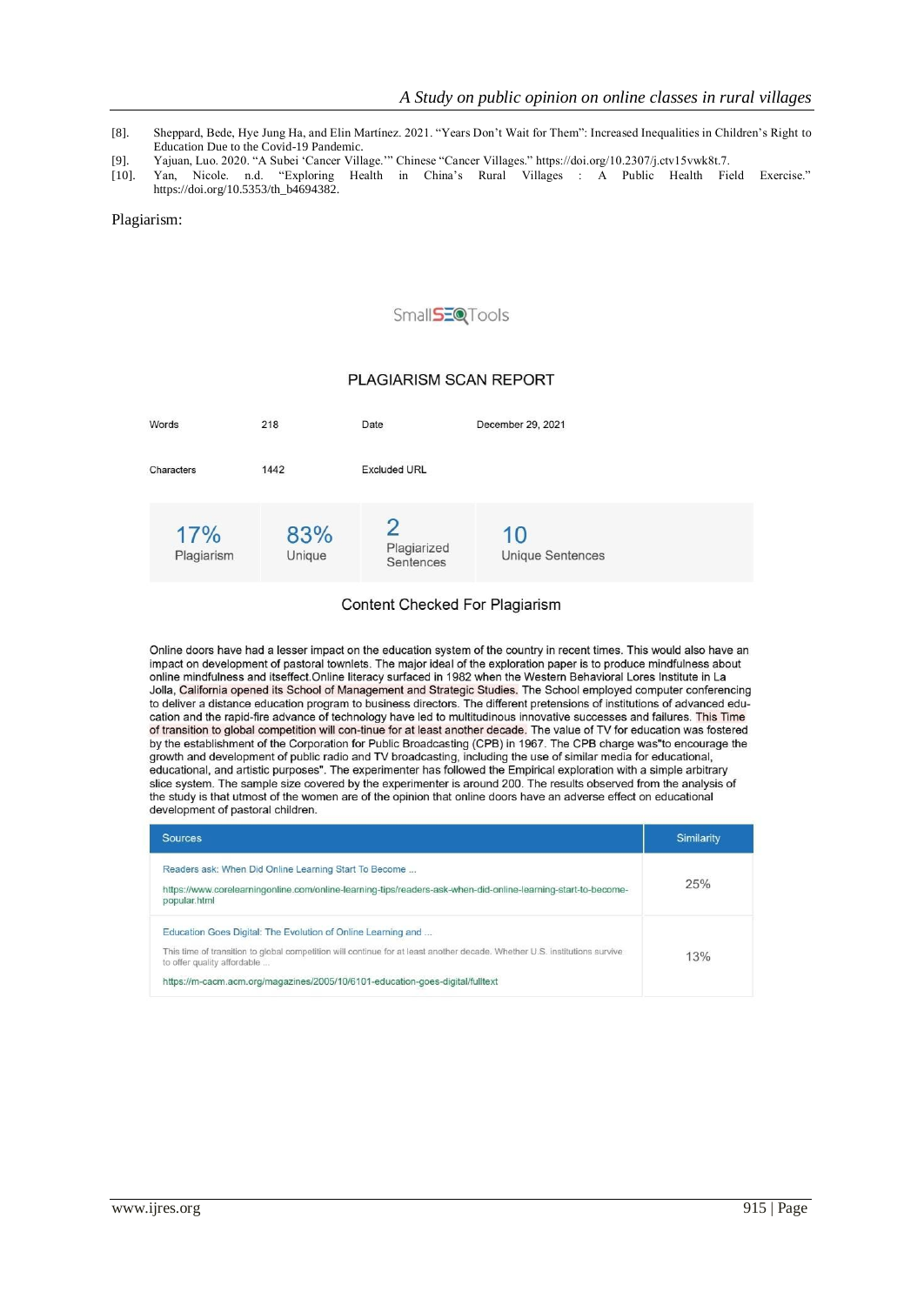[8]. Sheppard, Bede, Hye Jung Ha, and Elin Martínez. 2021. "Years Don't Wait for Them": Increased Inequalities in Children's Right to Education Due to the Covid-19 Pandemic.

[9]. Yajuan, Luo. 2020. "A Subei 'Cancer Village.'" Chinese "Cancer Villages." https://doi.org/10.2307/j.ctv15vwk8t.7.

[10]. Yan, Nicole. n.d. "Exploring Health in China's Rural Villages : A Public Health Field Exercise." https://doi.org/10.5353/th_b4694382.

Plagiarism:

SmallSEOTools

PLAGIARISM SCAN REPORT

| Words | 218 | Date | December 29, 2021 |
|---|---|---|---|
| Characters | 1442 | Excluded URL | |

| 17% Plagiarism | 83% Unique | 2 Plagiarized Sentences | 10 Unique Sentences |
|---|---|---|---|

Content Checked For Plagiarism

Online doors have had a lesser impact on the education system of the country in recent times. This would also have an impact on development of pastoral townlets. The major ideal of the exploration paper is to produce mindfulness about online mindfulness and itseffect.Online literacy surfaced in 1982 when the Western Behavioral Lores Institute in La Jolla, California opened its School of Management and Strategic Studies. The School employed computer conferencing to deliver a distance education program to business directors. The different pretensions of institutions of advanced edu-cation and the rapid-fire advance of technology have led to multitudinous innovative successes and failures. This Time of transition to global competition will con-tinue for at least another decade. The value of TV for education was fostered by the establishment of the Corporation for Public Broadcasting (CPB) in 1967. The CPB charge was"to encourage the growth and development of public radio and TV broadcasting, including the use of similar media for educational, educational, and artistic purposes". The experimenter has followed the Empirical exploration with a simple arbitrary slice system. The sample size covered by the experimenter is around 200. The results observed from the analysis of the study is that utmost of the women are of the opinion that online doors have an adverse effect on educational development of pastoral children.

| Sources | Similarity |
|---|---|
| Readers ask: When Did Online Learning Start To Become ... https://www.corelearningonline.com/online-learning-tips/readers-ask-when-did-online-learning-start-to-become-popular.html | 25% |
| Education Goes Digital: The Evolution of Online Learning and ... This time of transition to global competition will continue for at least another decade. Whether U.S. institutions survive to offer quality affordable ... https://m-cacm.acm.org/magazines/2005/10/6101-education-goes-digital/fulltext | 13% |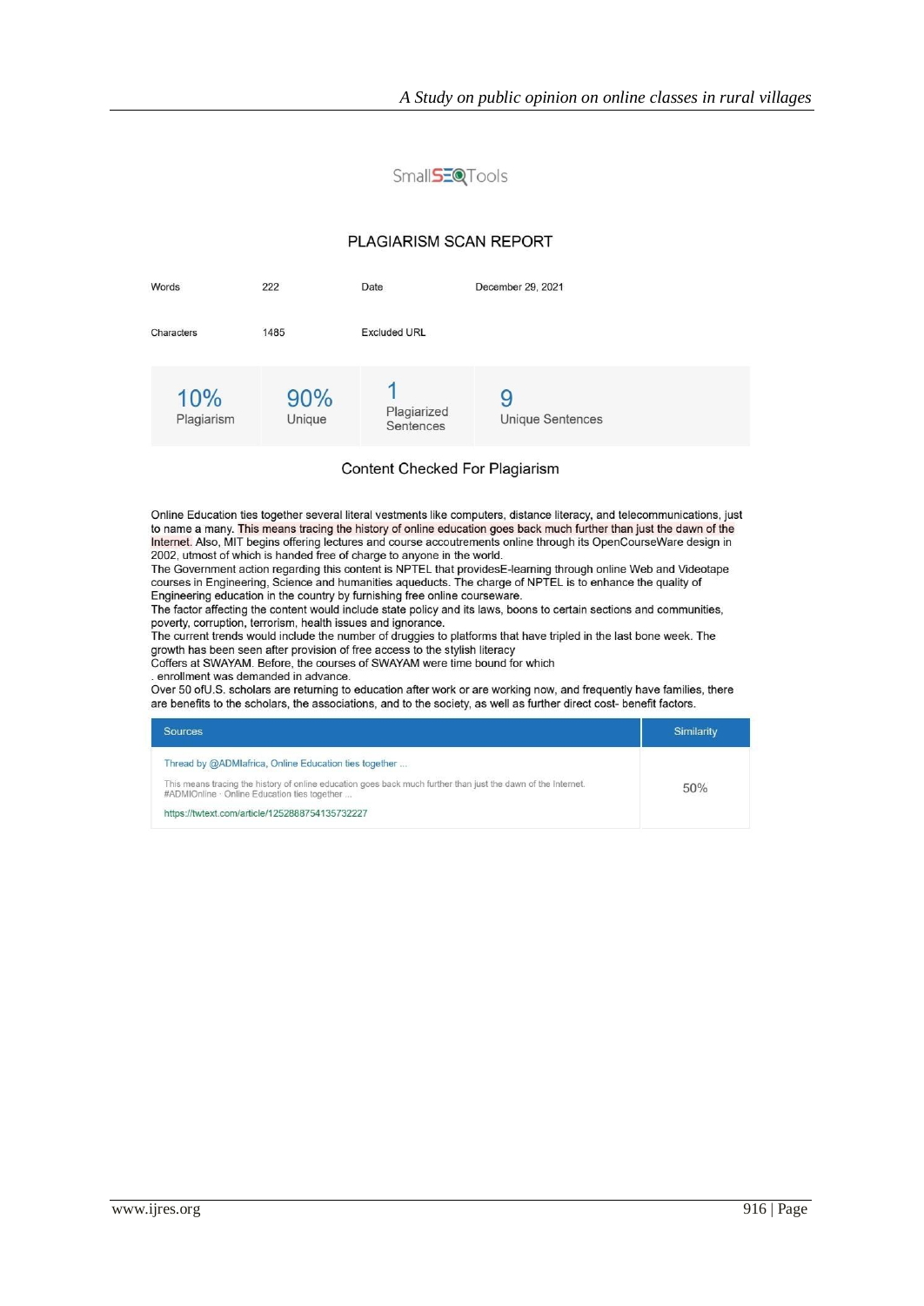SmallSEOTools

PLAGIARISM SCAN REPORT

| | | | |
|---|---|---|---|
| Words | 222 | Date | December 29, 2021 |
| Characters | 1485 | Excluded URL | |

| 10% | 90% | 1 | 9 |
|---|---|---|---|
| Plagiarism | Unique | Plagiarized Sentences | Unique Sentences |

Content Checked For Plagiarism

Online Education ties together several literal vestments like computers, distance literacy, and telecommunications, just to name a many. This means tracing the history of online education goes back much further than just the dawn of the Internet. Also, MIT begins offering lectures and course accoutrements online through its OpenCourseWare design in 2002, utmost of which is handed free of charge to anyone in the world.
The Government action regarding this content is NPTEL that providesE-learning through online Web and Videotape courses in Engineering, Science and humanities aqueducts. The charge of NPTEL is to enhance the quality of Engineering education in the country by furnishing free online courseware.
The factor affecting the content would include state policy and its laws, boons to certain sections and communities, poverty, corruption, terrorism, health issues and ignorance.
The current trends would include the number of druggies to platforms that have tripled in the last bone week. The growth has been seen after provision of free access to the stylish literacy
Coffers at SWAYAM. Before, the courses of SWAYAM were time bound for which
. enrollment was demanded in advance.
Over 50 ofU.S. scholars are returning to education after work or are working now, and frequently have families, there are benefits to the scholars, the associations, and to the society, as well as further direct cost- benefit factors.

| Sources | Similarity |
|---|---|
| Thread by @ADMIafrica, Online Education ties together ... This means tracing the history of online education goes back much further than just the dawn of the Internet. #ADMIOnline · Online Education ties together ... https://twtext.com/article/1252888754135732227 | 50% |